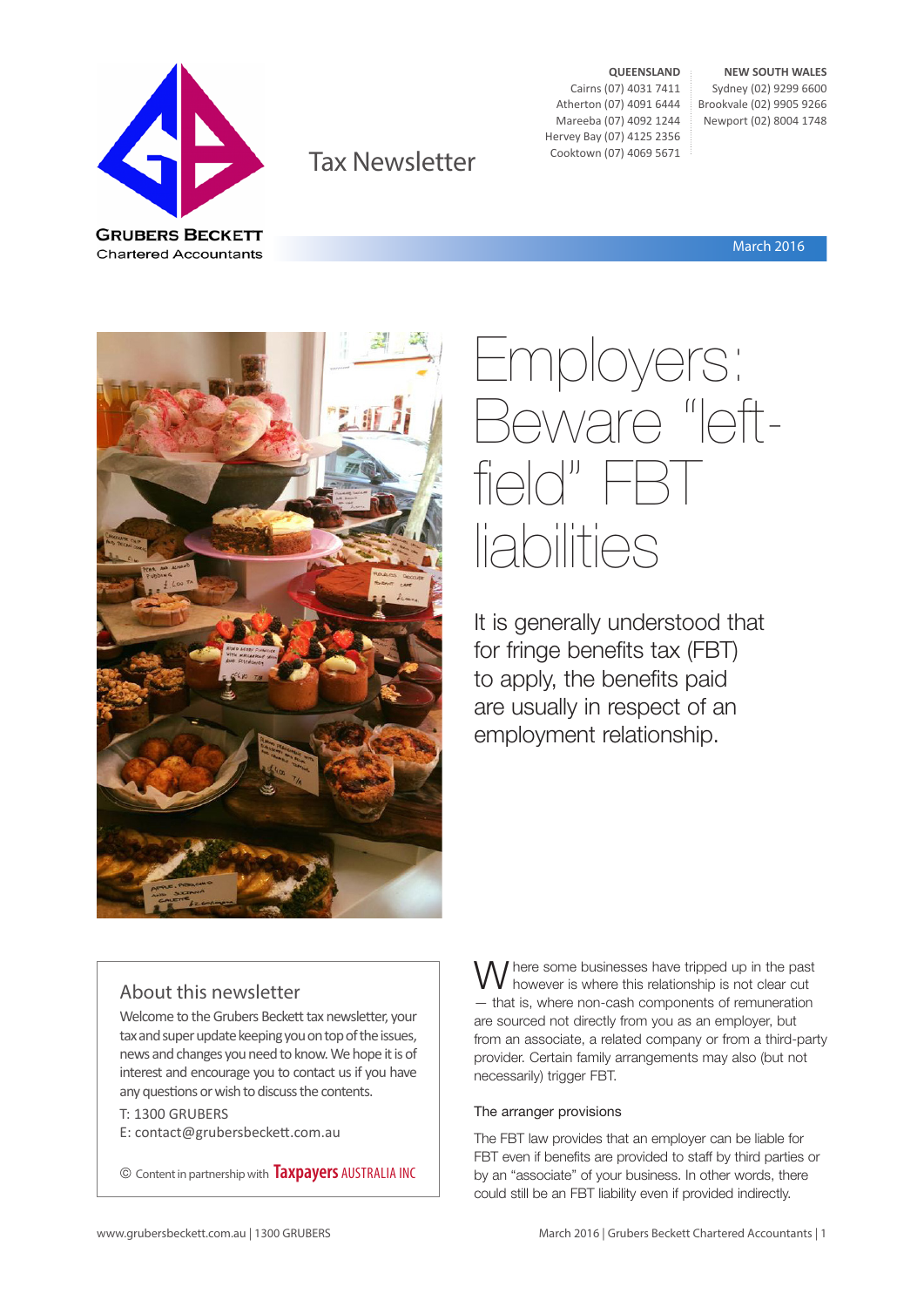GRUBERS BECKETT
Chartered Accountants

# Tax Newsletter

**QUEENSLAND**
Cairns (07) 4031 7411
Atherton (07) 4091 6444
Mareeba (07) 4092 1244
Hervey Bay (07) 4125 2356
Cooktown (07) 4069 5671

**NEW SOUTH WALES**
Sydney (02) 9299 6600
Brookvale (02) 9905 9266
Newport (02) 8004 1748

March 2016

# Employers: Beware "left-field" FBT liabilities

It is generally understood that for fringe benefits tax (FBT) to apply, the benefits paid are usually in respect of an employment relationship.

Where some businesses have tripped up in the past however is where this relationship is not clear cut — that is, where non-cash components of remuneration are sourced not directly from you as an employer, but from an associate, a related company or from a third-party provider. Certain family arrangements may also (but not necessarily) trigger FBT.

### The arranger provisions

The FBT law provides that an employer can be liable for FBT even if benefits are provided to staff by third parties or by an "associate" of your business. In other words, there could still be an FBT liability even if provided indirectly.

## About this newsletter

Welcome to the Grubers Beckett tax newsletter, your tax and super update keeping you on top of the issues, news and changes you need to know. We hope it is of interest and encourage you to contact us if you have any questions or wish to discuss the contents.

T: 1300 GRUBERS
E: contact@grubersbeckett.com.au

© Content in partnership with Taxpayers AUSTRALIA INC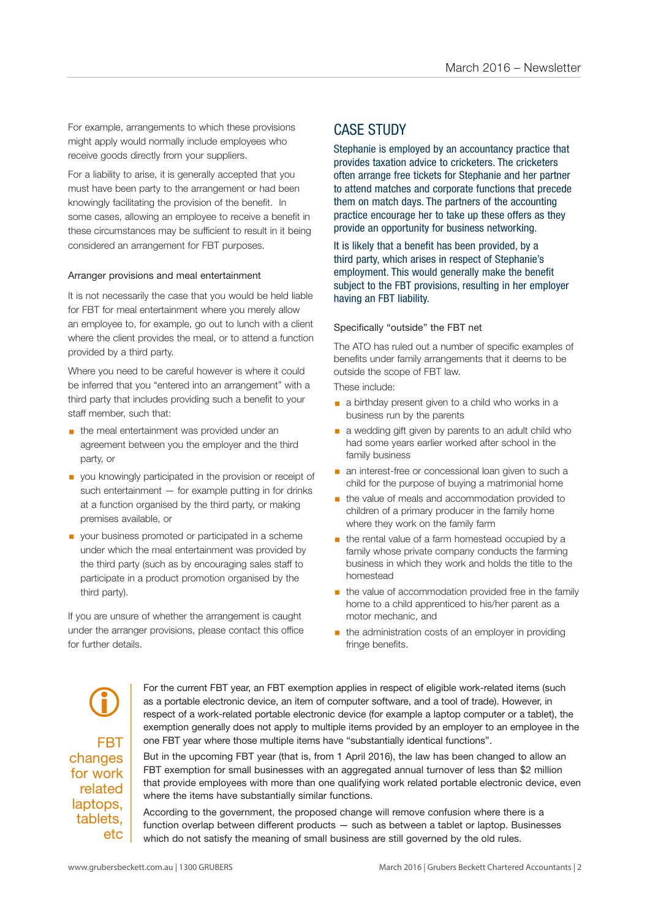For example, arrangements to which these provisions might apply would normally include employees who receive goods directly from your suppliers.

For a liability to arise, it is generally accepted that you must have been party to the arrangement or had been knowingly facilitating the provision of the benefit. In some cases, allowing an employee to receive a benefit in these circumstances may be sufficient to result in it being considered an arrangement for FBT purposes.

### Arranger provisions and meal entertainment

It is not necessarily the case that you would be held liable for FBT for meal entertainment where you merely allow an employee to, for example, go out to lunch with a client where the client provides the meal, or to attend a function provided by a third party.

Where you need to be careful however is where it could be inferred that you "entered into an arrangement" with a third party that includes providing such a benefit to your staff member, such that:

- the meal entertainment was provided under an agreement between you the employer and the third party, or
- you knowingly participated in the provision or receipt of such entertainment — for example putting in for drinks at a function organised by the third party, or making premises available, or
- your business promoted or participated in a scheme under which the meal entertainment was provided by the third party (such as by encouraging sales staff to participate in a product promotion organised by the third party).

If you are unsure of whether the arrangement is caught under the arranger provisions, please contact this office for further details.

## CASE STUDY

Stephanie is employed by an accountancy practice that provides taxation advice to cricketers. The cricketers often arrange free tickets for Stephanie and her partner to attend matches and corporate functions that precede them on match days. The partners of the accounting practice encourage her to take up these offers as they provide an opportunity for business networking.

It is likely that a benefit has been provided, by a third party, which arises in respect of Stephanie's employment. This would generally make the benefit subject to the FBT provisions, resulting in her employer having an FBT liability.

### Specifically "outside" the FBT net

The ATO has ruled out a number of specific examples of benefits under family arrangements that it deems to be outside the scope of FBT law.

These include:

- a birthday present given to a child who works in a business run by the parents
- a wedding gift given by parents to an adult child who had some years earlier worked after school in the family business
- an interest-free or concessional loan given to such a child for the purpose of buying a matrimonial home
- the value of meals and accommodation provided to children of a primary producer in the family home where they work on the family farm
- the rental value of a farm homestead occupied by a family whose private company conducts the farming business in which they work and holds the title to the homestead
- the value of accommodation provided free in the family home to a child apprenticed to his/her parent as a motor mechanic, and
- the administration costs of an employer in providing fringe benefits.

## FBT changes for work related laptops, tablets, etc

For the current FBT year, an FBT exemption applies in respect of eligible work-related items (such as a portable electronic device, an item of computer software, and a tool of trade). However, in respect of a work-related portable electronic device (for example a laptop computer or a tablet), the exemption generally does not apply to multiple items provided by an employer to an employee in the one FBT year where those multiple items have "substantially identical functions".

But in the upcoming FBT year (that is, from 1 April 2016), the law has been changed to allow an FBT exemption for small businesses with an aggregated annual turnover of less than $2 million that provide employees with more than one qualifying work related portable electronic device, even where the items have substantially similar functions.

According to the government, the proposed change will remove confusion where there is a function overlap between different products — such as between a tablet or laptop. Businesses which do not satisfy the meaning of small business are still governed by the old rules.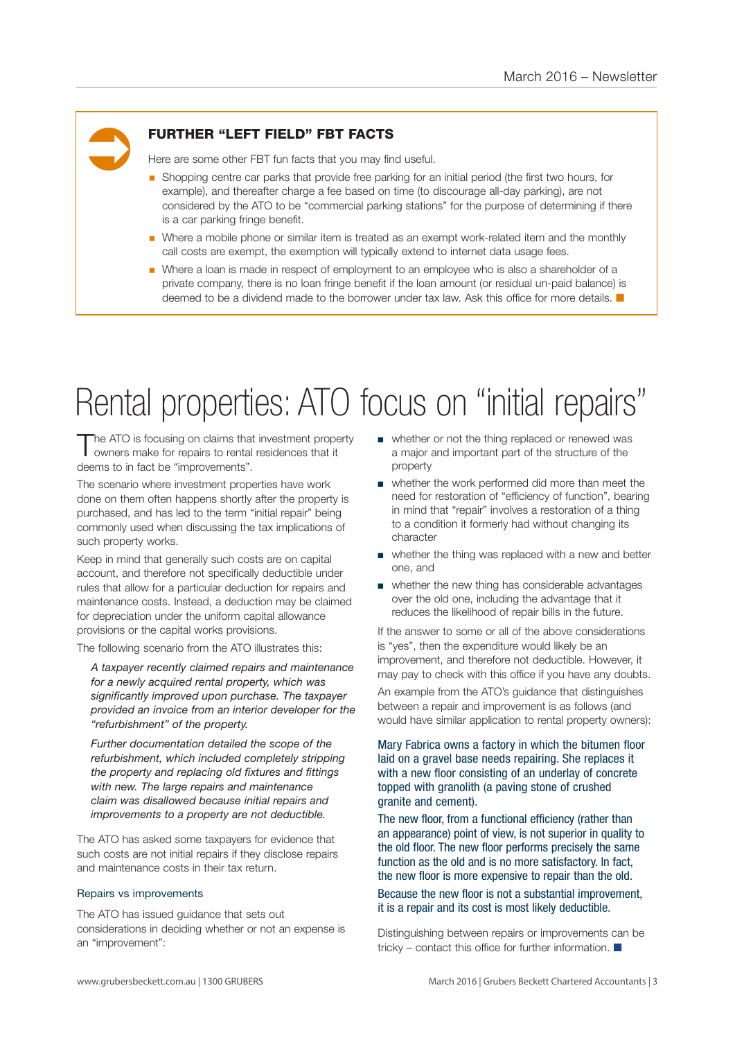## FURTHER "LEFT FIELD" FBT FACTS

Here are some other FBT fun facts that you may find useful.

- Shopping centre car parks that provide free parking for an initial period (the first two hours, for example), and thereafter charge a fee based on time (to discourage all-day parking), are not considered by the ATO to be "commercial parking stations" for the purpose of determining if there is a car parking fringe benefit.
- Where a mobile phone or similar item is treated as an exempt work-related item and the monthly call costs are exempt, the exemption will typically extend to internet data usage fees.
- Where a loan is made in respect of employment to an employee who is also a shareholder of a private company, there is no loan fringe benefit if the loan amount (or residual un-paid balance) is deemed to be a dividend made to the borrower under tax law. Ask this office for more details.

# Rental properties: ATO focus on "initial repairs"

The ATO is focusing on claims that investment property owners make for repairs to rental residences that it deems to in fact be "improvements".

The scenario where investment properties have work done on them often happens shortly after the property is purchased, and has led to the term "initial repair" being commonly used when discussing the tax implications of such property works.

Keep in mind that generally such costs are on capital account, and therefore not specifically deductible under rules that allow for a particular deduction for repairs and maintenance costs. Instead, a deduction may be claimed for depreciation under the uniform capital allowance provisions or the capital works provisions.

The following scenario from the ATO illustrates this:

> *A taxpayer recently claimed repairs and maintenance for a newly acquired rental property, which was significantly improved upon purchase. The taxpayer provided an invoice from an interior developer for the "refurbishment" of the property.*
>
> *Further documentation detailed the scope of the refurbishment, which included completely stripping the property and replacing old fixtures and fittings with new. The large repairs and maintenance claim was disallowed because initial repairs and improvements to a property are not deductible.*

The ATO has asked some taxpayers for evidence that such costs are not initial repairs if they disclose repairs and maintenance costs in their tax return.

### Repairs vs improvements

The ATO has issued guidance that sets out considerations in deciding whether or not an expense is an "improvement":

- whether or not the thing replaced or renewed was a major and important part of the structure of the property
- whether the work performed did more than meet the need for restoration of "efficiency of function", bearing in mind that "repair" involves a restoration of a thing to a condition it formerly had without changing its character
- whether the thing was replaced with a new and better one, and
- whether the new thing has considerable advantages over the old one, including the advantage that it reduces the likelihood of repair bills in the future.

If the answer to some or all of the above considerations is "yes", then the expenditure would likely be an improvement, and therefore not deductible. However, it may pay to check with this office if you have any doubts.

An example from the ATO's guidance that distinguishes between a repair and improvement is as follows (and would have similar application to rental property owners):

Mary Fabrica owns a factory in which the bitumen floor laid on a gravel base needs repairing. She replaces it with a new floor consisting of an underlay of concrete topped with granolith (a paving stone of crushed granite and cement).

The new floor, from a functional efficiency (rather than an appearance) point of view, is not superior in quality to the old floor. The new floor performs precisely the same function as the old and is no more satisfactory. In fact, the new floor is more expensive to repair than the old.

Because the new floor is not a substantial improvement, it is a repair and its cost is most likely deductible.

Distinguishing between repairs or improvements can be tricky – contact this office for further information.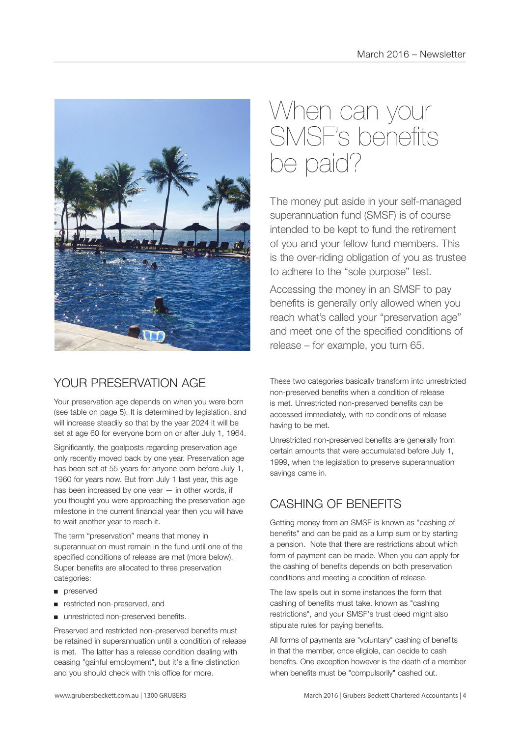# When can your SMSF's benefits be paid?

The money put aside in your self-managed superannuation fund (SMSF) is of course intended to be kept to fund the retirement of you and your fellow fund members. This is the over-riding obligation of you as trustee to adhere to the "sole purpose" test.

Accessing the money in an SMSF to pay benefits is generally only allowed when you reach what's called your "preservation age" and meet one of the specified conditions of release – for example, you turn 65.

## YOUR PRESERVATION AGE

Your preservation age depends on when you were born (see table on page 5). It is determined by legislation, and will increase steadily so that by the year 2024 it will be set at age 60 for everyone born on or after July 1, 1964.

Significantly, the goalposts regarding preservation age only recently moved back by one year. Preservation age has been set at 55 years for anyone born before July 1, 1960 for years now. But from July 1 last year, this age has been increased by one year — in other words, if you thought you were approaching the preservation age milestone in the current financial year then you will have to wait another year to reach it.

The term "preservation" means that money in superannuation must remain in the fund until one of the specified conditions of release are met (more below). Super benefits are allocated to three preservation categories:

- preserved
- restricted non-preserved, and
- unrestricted non-preserved benefits.

Preserved and restricted non-preserved benefits must be retained in superannuation until a condition of release is met. The latter has a release condition dealing with ceasing "gainful employment", but it's a fine distinction and you should check with this office for more.

These two categories basically transform into unrestricted non-preserved benefits when a condition of release is met. Unrestricted non-preserved benefits can be accessed immediately, with no conditions of release having to be met.

Unrestricted non-preserved benefits are generally from certain amounts that were accumulated before July 1, 1999, when the legislation to preserve superannuation savings came in.

## CASHING OF BENEFITS

Getting money from an SMSF is known as "cashing of benefits" and can be paid as a lump sum or by starting a pension. Note that there are restrictions about which form of payment can be made. When you can apply for the cashing of benefits depends on both preservation conditions and meeting a condition of release.

The law spells out in some instances the form that cashing of benefits must take, known as "cashing restrictions", and your SMSF's trust deed might also stipulate rules for paying benefits.

All forms of payments are "voluntary" cashing of benefits in that the member, once eligible, can decide to cash benefits. One exception however is the death of a member when benefits must be "compulsorily" cashed out.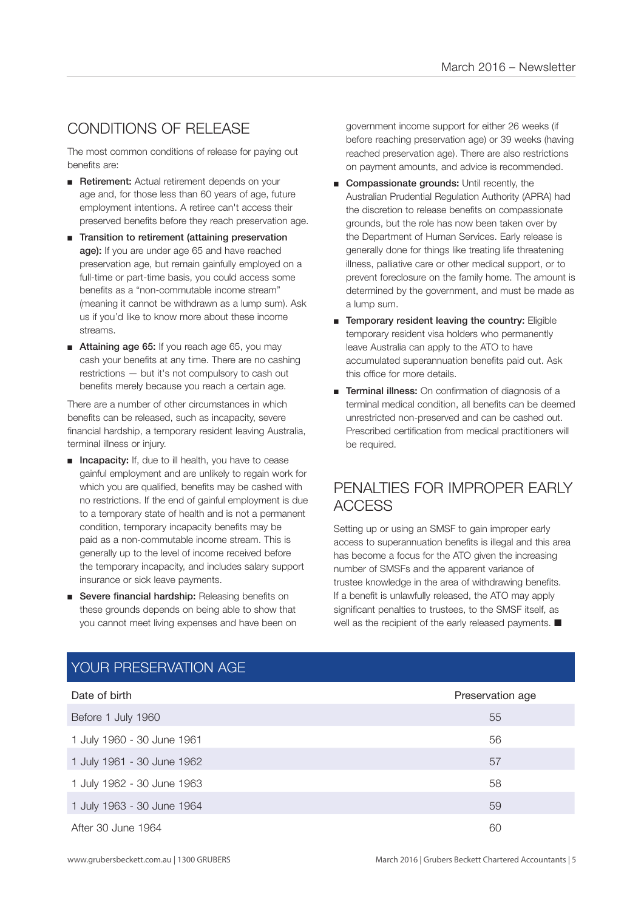## CONDITIONS OF RELEASE

The most common conditions of release for paying out benefits are:

- **Retirement:** Actual retirement depends on your age and, for those less than 60 years of age, future employment intentions. A retiree can't access their preserved benefits before they reach preservation age.
- **Transition to retirement (attaining preservation age):** If you are under age 65 and have reached preservation age, but remain gainfully employed on a full-time or part-time basis, you could access some benefits as a "non-commutable income stream" (meaning it cannot be withdrawn as a lump sum). Ask us if you'd like to know more about these income streams.
- **Attaining age 65:** If you reach age 65, you may cash your benefits at any time. There are no cashing restrictions — but it's not compulsory to cash out benefits merely because you reach a certain age.

There are a number of other circumstances in which benefits can be released, such as incapacity, severe financial hardship, a temporary resident leaving Australia, terminal illness or injury.

- **Incapacity:** If, due to ill health, you have to cease gainful employment and are unlikely to regain work for which you are qualified, benefits may be cashed with no restrictions. If the end of gainful employment is due to a temporary state of health and is not a permanent condition, temporary incapacity benefits may be paid as a non-commutable income stream. This is generally up to the level of income received before the temporary incapacity, and includes salary support insurance or sick leave payments.
- **Severe financial hardship:** Releasing benefits on these grounds depends on being able to show that you cannot meet living expenses and have been on government income support for either 26 weeks (if before reaching preservation age) or 39 weeks (having reached preservation age). There are also restrictions on payment amounts, and advice is recommended.
- **Compassionate grounds:** Until recently, the Australian Prudential Regulation Authority (APRA) had the discretion to release benefits on compassionate grounds, but the role has now been taken over by the Department of Human Services. Early release is generally done for things like treating life threatening illness, palliative care or other medical support, or to prevent foreclosure on the family home. The amount is determined by the government, and must be made as a lump sum.
- **Temporary resident leaving the country:** Eligible temporary resident visa holders who permanently leave Australia can apply to the ATO to have accumulated superannuation benefits paid out. Ask this office for more details.
- **Terminal illness:** On confirmation of diagnosis of a terminal medical condition, all benefits can be deemed unrestricted non-preserved and can be cashed out. Prescribed certification from medical practitioners will be required.

## PENALTIES FOR IMPROPER EARLY ACCESS

Setting up or using an SMSF to gain improper early access to superannuation benefits is illegal and this area has become a focus for the ATO given the increasing number of SMSFs and the apparent variance of trustee knowledge in the area of withdrawing benefits. If a benefit is unlawfully released, the ATO may apply significant penalties to trustees, to the SMSF itself, as well as the recipient of the early released payments. ■

## YOUR PRESERVATION AGE

| Date of birth | Preservation age |
|---|---|
| Before 1 July 1960 | 55 |
| 1 July 1960 - 30 June 1961 | 56 |
| 1 July 1961 - 30 June 1962 | 57 |
| 1 July 1962 - 30 June 1963 | 58 |
| 1 July 1963 - 30 June 1964 | 59 |
| After 30 June 1964 | 60 |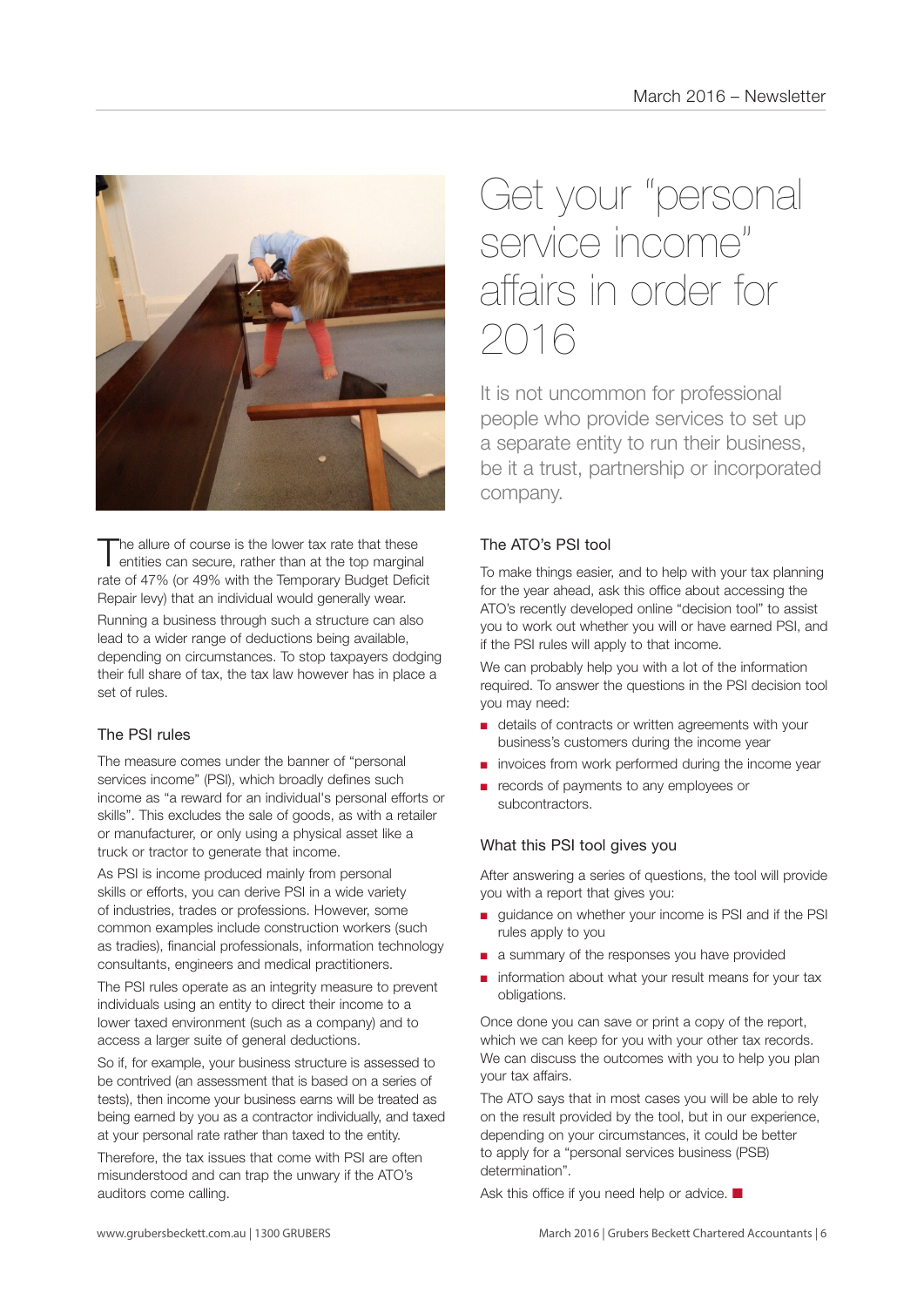// Get your "personal service income" affairs in order for 2016

# Get your "personal service income" affairs in order for 2016

It is not uncommon for professional people who provide services to set up a separate entity to run their business, be it a trust, partnership or incorporated company.

The allure of course is the lower tax rate that these entities can secure, rather than at the top marginal rate of 47% (or 49% with the Temporary Budget Deficit Repair levy) that an individual would generally wear.

Running a business through such a structure can also lead to a wider range of deductions being available, depending on circumstances. To stop taxpayers dodging their full share of tax, the tax law however has in place a set of rules.

## The PSI rules

The measure comes under the banner of "personal services income" (PSI), which broadly defines such income as "a reward for an individual's personal efforts or skills". This excludes the sale of goods, as with a retailer or manufacturer, or only using a physical asset like a truck or tractor to generate that income.

As PSI is income produced mainly from personal skills or efforts, you can derive PSI in a wide variety of industries, trades or professions. However, some common examples include construction workers (such as tradies), financial professionals, information technology consultants, engineers and medical practitioners.

The PSI rules operate as an integrity measure to prevent individuals using an entity to direct their income to a lower taxed environment (such as a company) and to access a larger suite of general deductions.

So if, for example, your business structure is assessed to be contrived (an assessment that is based on a series of tests), then income your business earns will be treated as being earned by you as a contractor individually, and taxed at your personal rate rather than taxed to the entity.

Therefore, the tax issues that come with PSI are often misunderstood and can trap the unwary if the ATO's auditors come calling.

## The ATO's PSI tool

To make things easier, and to help with your tax planning for the year ahead, ask this office about accessing the ATO's recently developed online "decision tool" to assist you to work out whether you will or have earned PSI, and if the PSI rules will apply to that income.

We can probably help you with a lot of the information required. To answer the questions in the PSI decision tool you may need:

- details of contracts or written agreements with your business's customers during the income year
- invoices from work performed during the income year
- records of payments to any employees or subcontractors.

## What this PSI tool gives you

After answering a series of questions, the tool will provide you with a report that gives you:

- guidance on whether your income is PSI and if the PSI rules apply to you
- a summary of the responses you have provided
- information about what your result means for your tax obligations.

Once done you can save or print a copy of the report, which we can keep for you with your other tax records. We can discuss the outcomes with you to help you plan your tax affairs.

The ATO says that in most cases you will be able to rely on the result provided by the tool, but in our experience, depending on your circumstances, it could be better to apply for a "personal services business (PSB) determination".

Ask this office if you need help or advice. ■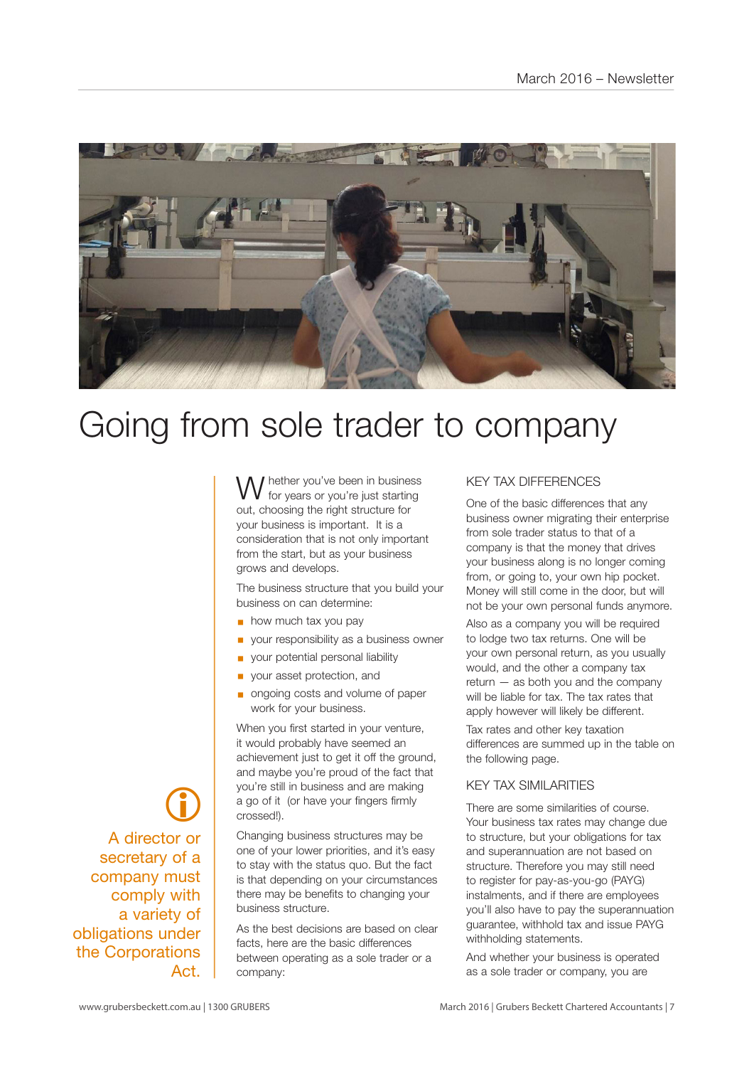# Going from sole trader to company

A director or secretary of a company must comply with a variety of obligations under the Corporations Act.

Whether you've been in business for years or you're just starting out, choosing the right structure for your business is important. It is a consideration that is not only important from the start, but as your business grows and develops.

The business structure that you build your business on can determine:

- how much tax you pay
- your responsibility as a business owner
- your potential personal liability
- your asset protection, and
- ongoing costs and volume of paper work for your business.

When you first started in your venture, it would probably have seemed an achievement just to get it off the ground, and maybe you're proud of the fact that you're still in business and are making a go of it (or have your fingers firmly crossed!).

Changing business structures may be one of your lower priorities, and it's easy to stay with the status quo. But the fact is that depending on your circumstances there may be benefits to changing your business structure.

As the best decisions are based on clear facts, here are the basic differences between operating as a sole trader or a company:

## KEY TAX DIFFERENCES

One of the basic differences that any business owner migrating their enterprise from sole trader status to that of a company is that the money that drives your business along is no longer coming from, or going to, your own hip pocket. Money will still come in the door, but will not be your own personal funds anymore.

Also as a company you will be required to lodge two tax returns. One will be your own personal return, as you usually would, and the other a company tax return — as both you and the company will be liable for tax. The tax rates that apply however will likely be different.

Tax rates and other key taxation differences are summed up in the table on the following page.

## KEY TAX SIMILARITIES

There are some similarities of course. Your business tax rates may change due to structure, but your obligations for tax and superannuation are not based on structure. Therefore you may still need to register for pay-as-you-go (PAYG) instalments, and if there are employees you'll also have to pay the superannuation guarantee, withhold tax and issue PAYG withholding statements.

And whether your business is operated as a sole trader or company, you are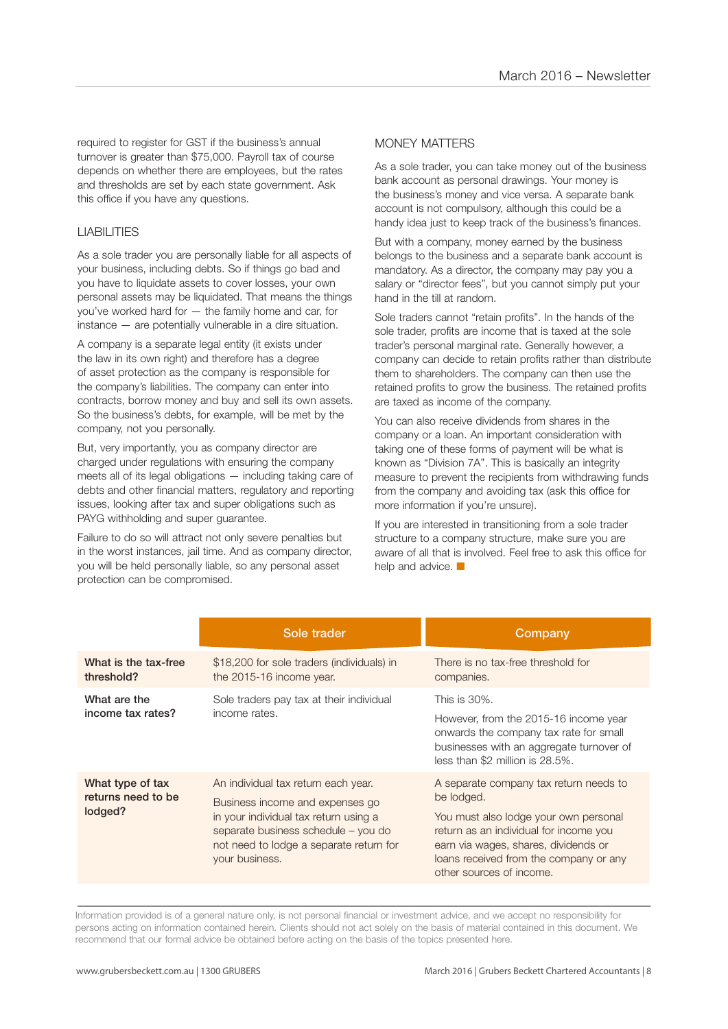required to register for GST if the business's annual turnover is greater than $75,000. Payroll tax of course depends on whether there are employees, but the rates and thresholds are set by each state government. Ask this office if you have any questions.

## LIABILITIES

As a sole trader you are personally liable for all aspects of your business, including debts. So if things go bad and you have to liquidate assets to cover losses, your own personal assets may be liquidated. That means the things you've worked hard for — the family home and car, for instance — are potentially vulnerable in a dire situation.

A company is a separate legal entity (it exists under the law in its own right) and therefore has a degree of asset protection as the company is responsible for the company's liabilities. The company can enter into contracts, borrow money and buy and sell its own assets. So the business's debts, for example, will be met by the company, not you personally.

But, very importantly, you as company director are charged under regulations with ensuring the company meets all of its legal obligations — including taking care of debts and other financial matters, regulatory and reporting issues, looking after tax and super obligations such as PAYG withholding and super guarantee.

Failure to do so will attract not only severe penalties but in the worst instances, jail time. And as company director, you will be held personally liable, so any personal asset protection can be compromised.

## MONEY MATTERS

As a sole trader, you can take money out of the business bank account as personal drawings. Your money is the business's money and vice versa. A separate bank account is not compulsory, although this could be a handy idea just to keep track of the business's finances.

But with a company, money earned by the business belongs to the business and a separate bank account is mandatory. As a director, the company may pay you a salary or "director fees", but you cannot simply put your hand in the till at random.

Sole traders cannot "retain profits". In the hands of the sole trader, profits are income that is taxed at the sole trader's personal marginal rate. Generally however, a company can decide to retain profits rather than distribute them to shareholders. The company can then use the retained profits to grow the business. The retained profits are taxed as income of the company.

You can also receive dividends from shares in the company or a loan. An important consideration with taking one of these forms of payment will be what is known as "Division 7A". This is basically an integrity measure to prevent the recipients from withdrawing funds from the company and avoiding tax (ask this office for more information if you're unsure).

If you are interested in transitioning from a sole trader structure to a company structure, make sure you are aware of all that is involved. Feel free to ask this office for help and advice.

| | Sole trader | Company |
|---|---|---|
| **What is the tax-free threshold?** | $18,200 for sole traders (individuals) in the 2015-16 income year. | There is no tax-free threshold for companies. |
| **What are the income tax rates?** | Sole traders pay tax at their individual income rates. | This is 30%.<br><br>However, from the 2015-16 income year onwards the company tax rate for small businesses with an aggregate turnover of less than $2 million is 28.5%. |
| **What type of tax returns need to be lodged?** | An individual tax return each year.<br><br>Business income and expenses go in your individual tax return using a separate business schedule – you do not need to lodge a separate return for your business. | A separate company tax return needs to be lodged.<br><br>You must also lodge your own personal return as an individual for income you earn via wages, shares, dividends or loans received from the company or any other sources of income. |

Information provided is of a general nature only, is not personal financial or investment advice, and we accept no responsibility for persons acting on information contained herein. Clients should not act solely on the basis of material contained in this document. We recommend that our formal advice be obtained before acting on the basis of the topics presented here.